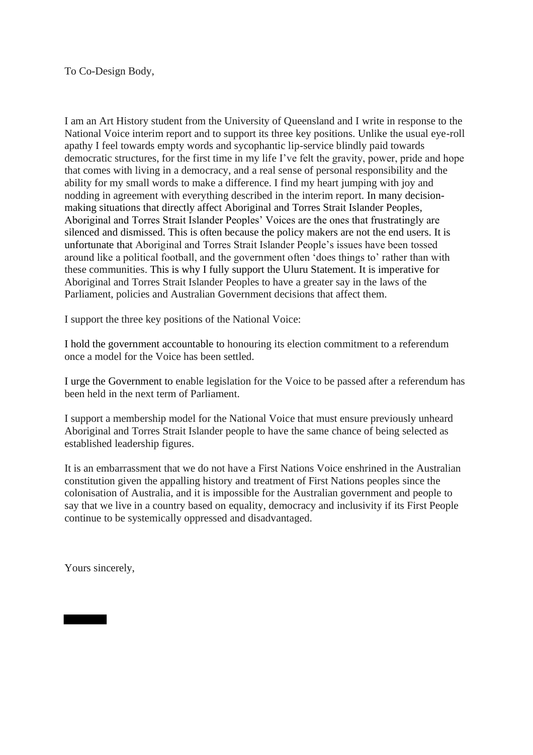To Co-Design Body,

I am an Art History student from the University of Queensland and I write in response to the National Voice interim report and to support its three key positions. Unlike the usual eye-roll apathy I feel towards empty words and sycophantic lip-service blindly paid towards democratic structures, for the first time in my life I've felt the gravity, power, pride and hope that comes with living in a democracy, and a real sense of personal responsibility and the ability for my small words to make a difference. I find my heart jumping with joy and nodding in agreement with everything described in the interim report. In many decision-making situations that directly affect Aboriginal and Torres Strait Islander Peoples, Aboriginal and Torres Strait Islander Peoples' Voices are the ones that frustratingly are silenced and dismissed. This is often because the policy makers are not the end users. It is unfortunate that Aboriginal and Torres Strait Islander People's issues have been tossed around like a political football, and the government often 'does things to' rather than with these communities. This is why I fully support the Uluru Statement. It is imperative for Aboriginal and Torres Strait Islander Peoples to have a greater say in the laws of the Parliament, policies and Australian Government decisions that affect them.

I support the three key positions of the National Voice:

I hold the government accountable to honouring its election commitment to a referendum once a model for the Voice has been settled.

I urge the Government to enable legislation for the Voice to be passed after a referendum has been held in the next term of Parliament.

I support a membership model for the National Voice that must ensure previously unheard Aboriginal and Torres Strait Islander people to have the same chance of being selected as established leadership figures.

It is an embarrassment that we do not have a First Nations Voice enshrined in the Australian constitution given the appalling history and treatment of First Nations peoples since the colonisation of Australia, and it is impossible for the Australian government and people to say that we live in a country based on equality, democracy and inclusivity if its First People continue to be systemically oppressed and disadvantaged.

Yours sincerely,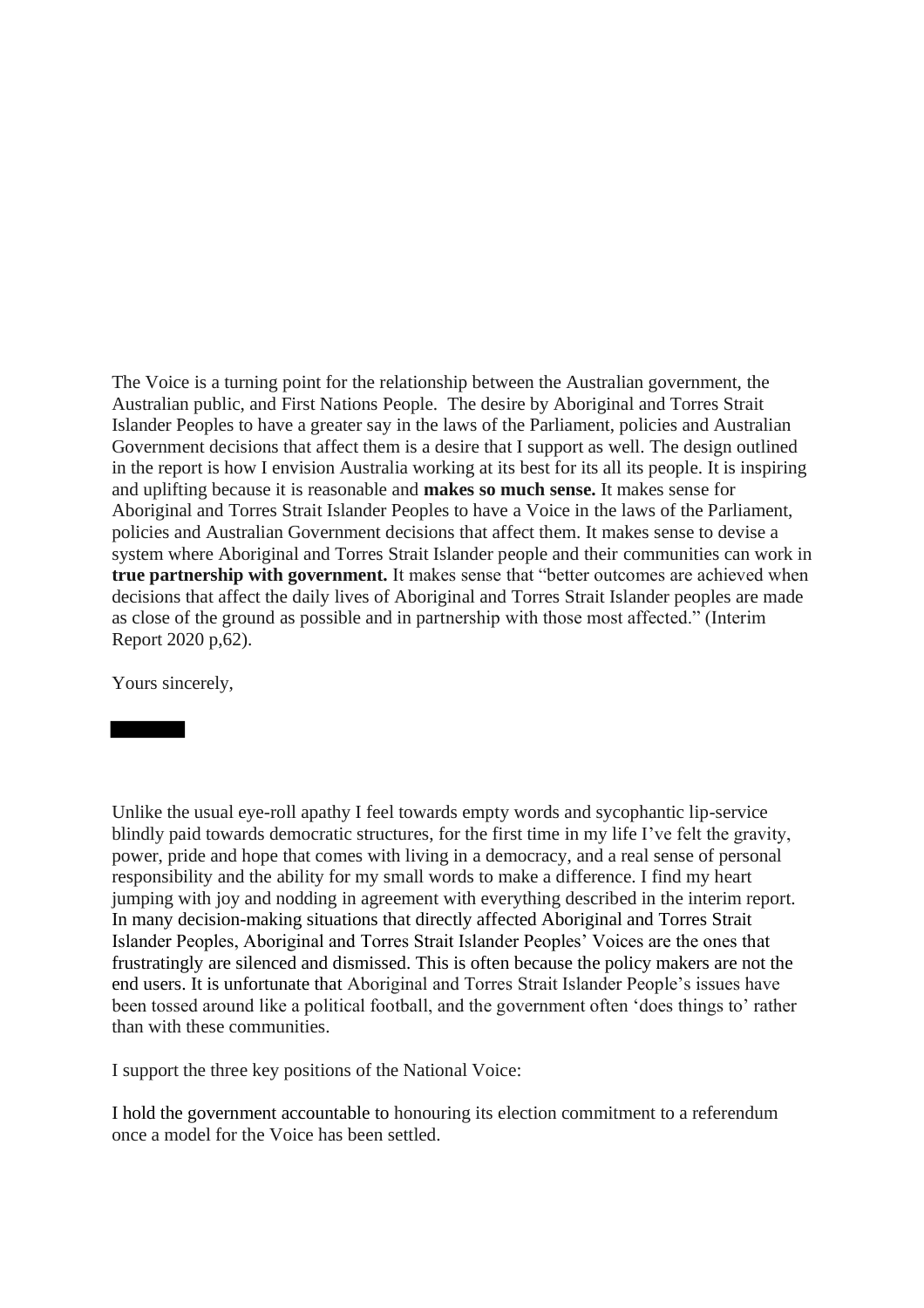The Voice is a turning point for the relationship between the Australian government, the Australian public, and First Nations People. The desire by Aboriginal and Torres Strait Islander Peoples to have a greater say in the laws of the Parliament, policies and Australian Government decisions that affect them is a desire that I support as well. The design outlined in the report is how I envision Australia working at its best for its all its people. It is inspiring and uplifting because it is reasonable and **makes so much sense.** It makes sense for Aboriginal and Torres Strait Islander Peoples to have a Voice in the laws of the Parliament, policies and Australian Government decisions that affect them. It makes sense to devise a system where Aboriginal and Torres Strait Islander people and their communities can work in **true partnership with government.** It makes sense that "better outcomes are achieved when decisions that affect the daily lives of Aboriginal and Torres Strait Islander peoples are made as close of the ground as possible and in partnership with those most affected." (Interim Report 2020 p,62).

Yours sincerely,

Unlike the usual eye-roll apathy I feel towards empty words and sycophantic lip-service blindly paid towards democratic structures, for the first time in my life I've felt the gravity, power, pride and hope that comes with living in a democracy, and a real sense of personal responsibility and the ability for my small words to make a difference. I find my heart jumping with joy and nodding in agreement with everything described in the interim report. In many decision-making situations that directly affected Aboriginal and Torres Strait Islander Peoples, Aboriginal and Torres Strait Islander Peoples' Voices are the ones that frustratingly are silenced and dismissed. This is often because the policy makers are not the end users. It is unfortunate that Aboriginal and Torres Strait Islander People's issues have been tossed around like a political football, and the government often 'does things to' rather than with these communities.

I support the three key positions of the National Voice:

I hold the government accountable to honouring its election commitment to a referendum once a model for the Voice has been settled.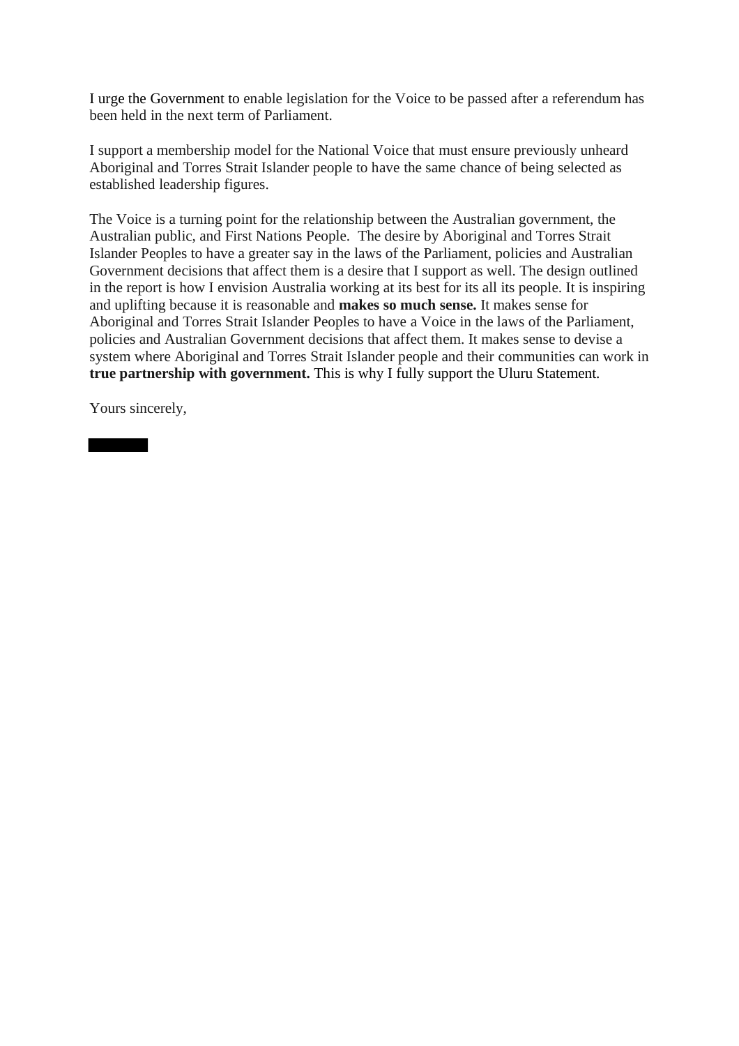I urge the Government to enable legislation for the Voice to be passed after a referendum has been held in the next term of Parliament.

I support a membership model for the National Voice that must ensure previously unheard Aboriginal and Torres Strait Islander people to have the same chance of being selected as established leadership figures.

The Voice is a turning point for the relationship between the Australian government, the Australian public, and First Nations People. The desire by Aboriginal and Torres Strait Islander Peoples to have a greater say in the laws of the Parliament, policies and Australian Government decisions that affect them is a desire that I support as well. The design outlined in the report is how I envision Australia working at its best for its all its people. It is inspiring and uplifting because it is reasonable and **makes so much sense.** It makes sense for Aboriginal and Torres Strait Islander Peoples to have a Voice in the laws of the Parliament, policies and Australian Government decisions that affect them. It makes sense to devise a system where Aboriginal and Torres Strait Islander people and their communities can work in **true partnership with government.** This is why I fully support the Uluru Statement.

Yours sincerely,